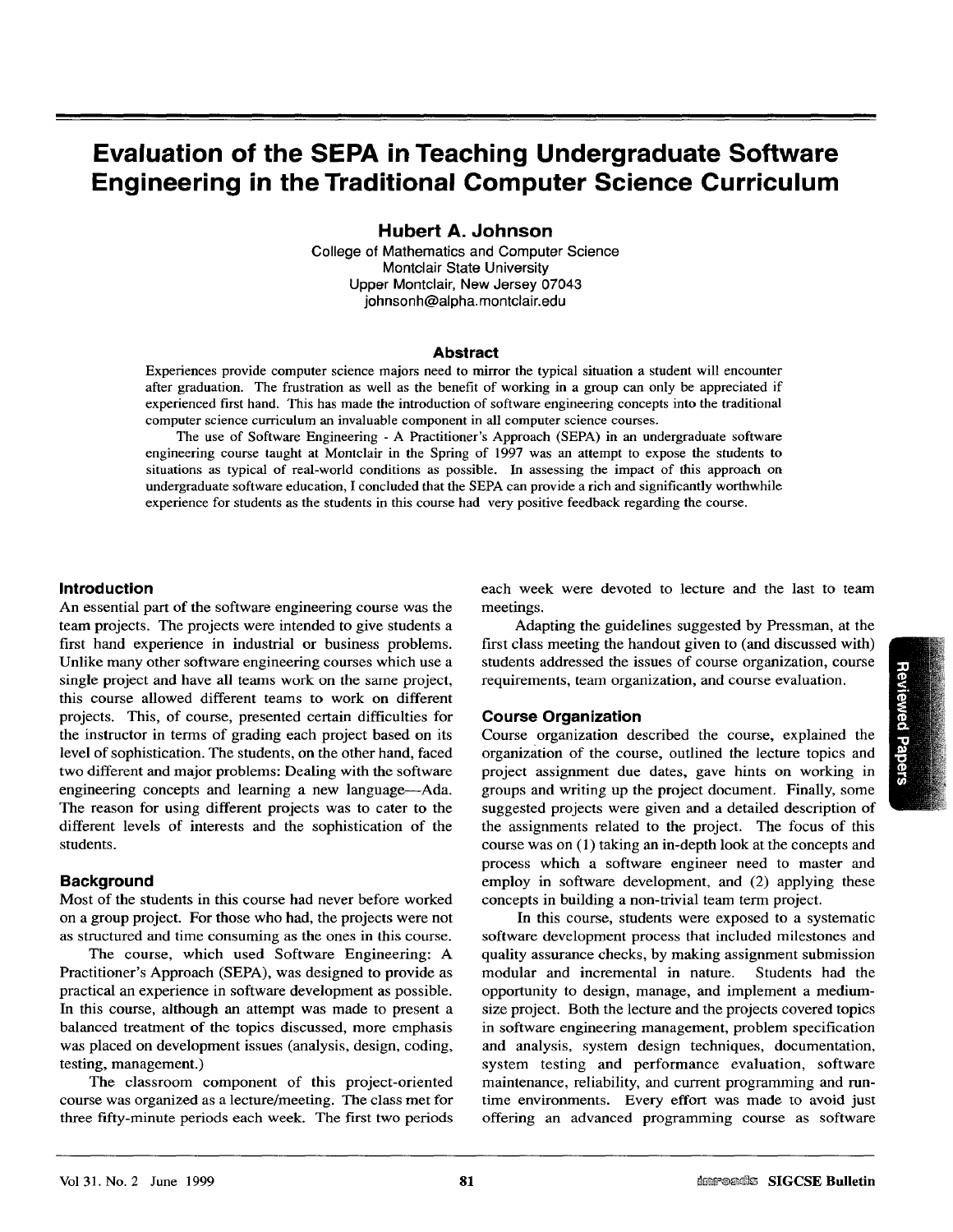# Evaluation of the SEPA in Teaching Undergraduate Software Engineering in the Traditional Computer Science Curriculum

**Hubert A. Johnson**

College of Mathematics and Computer Science
Montclair State University
Upper Montclair, New Jersey 07043
johnsonh@alpha.montclair.edu

## Abstract

Experiences provide computer science majors need to mirror the typical situation a student will encounter after graduation. The frustration as well as the benefit of working in a group can only be appreciated if experienced first hand. This has made the introduction of software engineering concepts into the traditional computer science curriculum an invaluable component in all computer science courses.

The use of Software Engineering - A Practitioner's Approach (SEPA) in an undergraduate software engineering course taught at Montclair in the Spring of 1997 was an attempt to expose the students to situations as typical of real-world conditions as possible. In assessing the impact of this approach on undergraduate software education, I concluded that the SEPA can provide a rich and significantly worthwhile experience for students as the students in this course had very positive feedback regarding the course.

## Introduction

An essential part of the software engineering course was the team projects. The projects were intended to give students a first hand experience in industrial or business problems. Unlike many other software engineering courses which use a single project and have all teams work on the same project, this course allowed different teams to work on different projects. This, of course, presented certain difficulties for the instructor in terms of grading each project based on its level of sophistication. The students, on the other hand, faced two different and major problems: Dealing with the software engineering concepts and learning a new language—Ada. The reason for using different projects was to cater to the different levels of interests and the sophistication of the students.

## Background

Most of the students in this course had never before worked on a group project. For those who had, the projects were not as structured and time consuming as the ones in this course.

The course, which used Software Engineering: A Practitioner's Approach (SEPA), was designed to provide as practical an experience in software development as possible. In this course, although an attempt was made to present a balanced treatment of the topics discussed, more emphasis was placed on development issues (analysis, design, coding, testing, management.)

The classroom component of this project-oriented course was organized as a lecture/meeting. The class met for three fifty-minute periods each week. The first two periods each week were devoted to lecture and the last to team meetings.

Adapting the guidelines suggested by Pressman, at the first class meeting the handout given to (and discussed with) students addressed the issues of course organization, course requirements, team organization, and course evaluation.

## Course Organization

Course organization described the course, explained the organization of the course, outlined the lecture topics and project assignment due dates, gave hints on working in groups and writing up the project document. Finally, some suggested projects were given and a detailed description of the assignments related to the project. The focus of this course was on (1) taking an in-depth look at the concepts and process which a software engineer need to master and employ in software development, and (2) applying these concepts in building a non-trivial team term project.

In this course, students were exposed to a systematic software development process that included milestones and quality assurance checks, by making assignment submission modular and incremental in nature. Students had the opportunity to design, manage, and implement a medium-size project. Both the lecture and the projects covered topics in software engineering management, problem specification and analysis, system design techniques, documentation, system testing and performance evaluation, software maintenance, reliability, and current programming and run-time environments. Every effort was made to avoid just offering an advanced programming course as software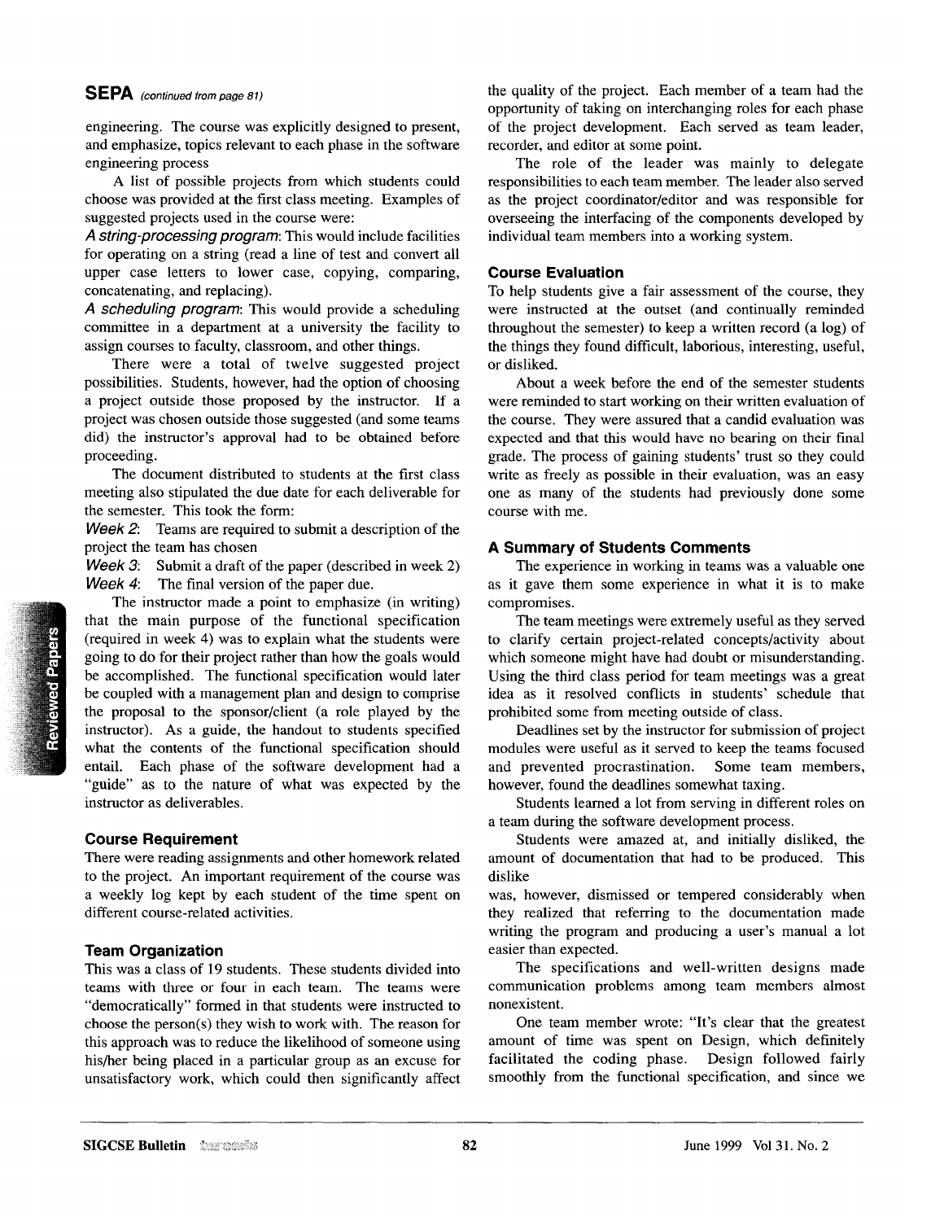engineering. The course was explicitly designed to present, and emphasize, topics relevant to each phase in the software engineering process

A list of possible projects from which students could choose was provided at the first class meeting. Examples of suggested projects used in the course were:

*A string-processing program*: This would include facilities for operating on a string (read a line of test and convert all upper case letters to lower case, copying, comparing, concatenating, and replacing).

*A scheduling program*: This would provide a scheduling committee in a department at a university the facility to assign courses to faculty, classroom, and other things.

There were a total of twelve suggested project possibilities. Students, however, had the option of choosing a project outside those proposed by the instructor. If a project was chosen outside those suggested (and some teams did) the instructor's approval had to be obtained before proceeding.

The document distributed to students at the first class meeting also stipulated the due date for each deliverable for the semester. This took the form:

*Week 2*: Teams are required to submit a description of the project the team has chosen

*Week 3*: Submit a draft of the paper (described in week 2)

*Week 4*: The final version of the paper due.

The instructor made a point to emphasize (in writing) that the main purpose of the functional specification (required in week 4) was to explain what the students were going to do for their project rather than how the goals would be accomplished. The functional specification would later be coupled with a management plan and design to comprise the proposal to the sponsor/client (a role played by the instructor). As a guide, the handout to students specified what the contents of the functional specification should entail. Each phase of the software development had a "guide" as to the nature of what was expected by the instructor as deliverables.

### Course Requirement

There were reading assignments and other homework related to the project. An important requirement of the course was a weekly log kept by each student of the time spent on different course-related activities.

### Team Organization

This was a class of 19 students. These students divided into teams with three or four in each team. The teams were "democratically" formed in that students were instructed to choose the person(s) they wish to work with. The reason for this approach was to reduce the likelihood of someone using his/her being placed in a particular group as an excuse for unsatisfactory work, which could then significantly affect the quality of the project. Each member of a team had the opportunity of taking on interchanging roles for each phase of the project development. Each served as team leader, recorder, and editor at some point.

The role of the leader was mainly to delegate responsibilities to each team member. The leader also served as the project coordinator/editor and was responsible for overseeing the interfacing of the components developed by individual team members into a working system.

### Course Evaluation

To help students give a fair assessment of the course, they were instructed at the outset (and continually reminded throughout the semester) to keep a written record (a log) of the things they found difficult, laborious, interesting, useful, or disliked.

About a week before the end of the semester students were reminded to start working on their written evaluation of the course. They were assured that a candid evaluation was expected and that this would have no bearing on their final grade. The process of gaining students' trust so they could write as freely as possible in their evaluation, was an easy one as many of the students had previously done some course with me.

### A Summary of Students Comments

The experience in working in teams was a valuable one as it gave them some experience in what it is to make compromises.

The team meetings were extremely useful as they served to clarify certain project-related concepts/activity about which someone might have had doubt or misunderstanding. Using the third class period for team meetings was a great idea as it resolved conflicts in students' schedule that prohibited some from meeting outside of class.

Deadlines set by the instructor for submission of project modules were useful as it served to keep the teams focused and prevented procrastination. Some team members, however, found the deadlines somewhat taxing.

Students learned a lot from serving in different roles on a team during the software development process.

Students were amazed at, and initially disliked, the amount of documentation that had to be produced. This dislike was, however, dismissed or tempered considerably when they realized that referring to the documentation made writing the program and producing a user's manual a lot easier than expected.

The specifications and well-written designs made communication problems among team members almost nonexistent.

One team member wrote: "It's clear that the greatest amount of time was spent on Design, which definitely facilitated the coding phase. Design followed fairly smoothly from the functional specification, and since we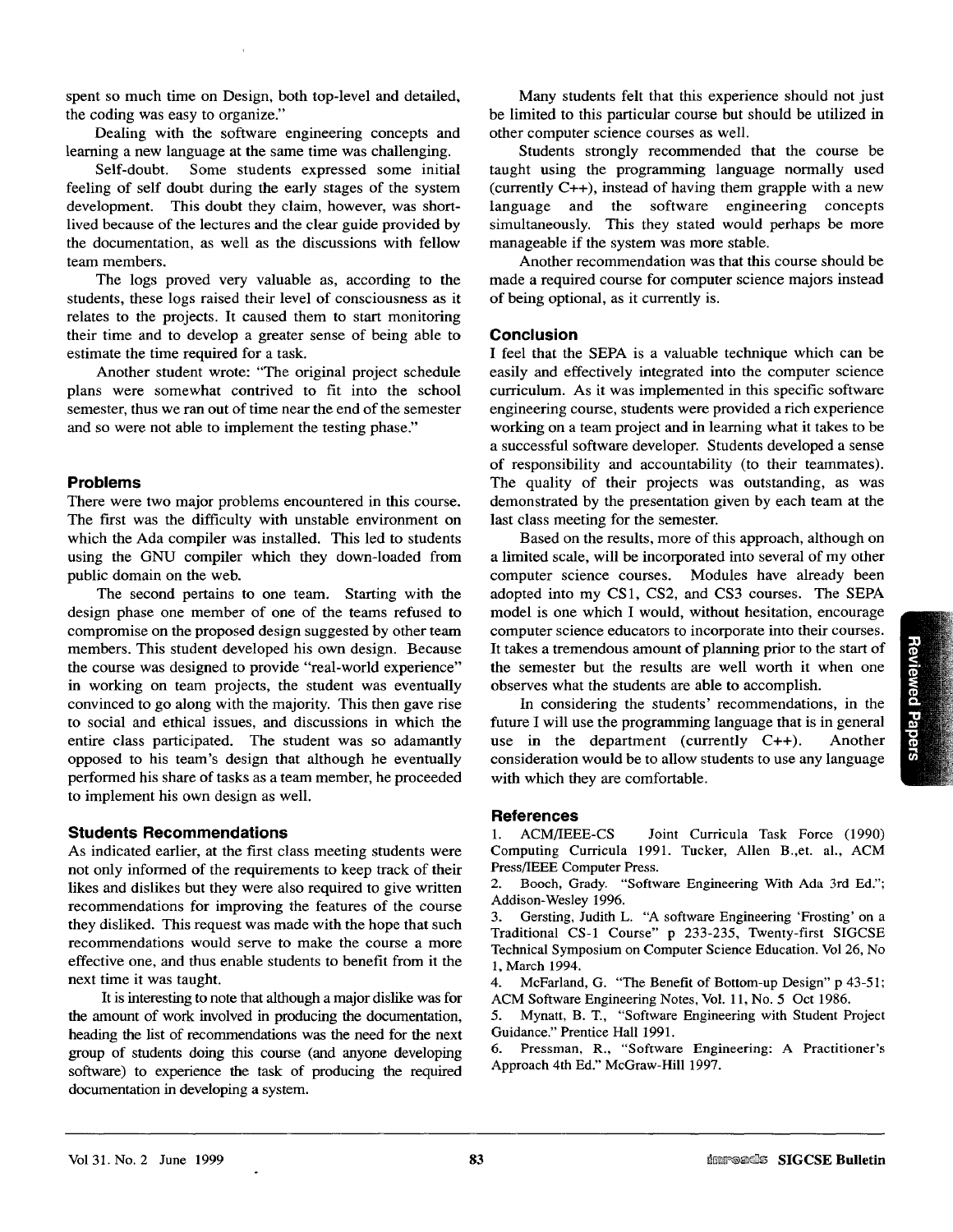spent so much time on Design, both top-level and detailed, the coding was easy to organize."

Dealing with the software engineering concepts and learning a new language at the same time was challenging.

Self-doubt. Some students expressed some initial feeling of self doubt during the early stages of the system development. This doubt they claim, however, was short-lived because of the lectures and the clear guide provided by the documentation, as well as the discussions with fellow team members.

The logs proved very valuable as, according to the students, these logs raised their level of consciousness as it relates to the projects. It caused them to start monitoring their time and to develop a greater sense of being able to estimate the time required for a task.

Another student wrote: "The original project schedule plans were somewhat contrived to fit into the school semester, thus we ran out of time near the end of the semester and so were not able to implement the testing phase."

## Problems

There were two major problems encountered in this course. The first was the difficulty with unstable environment on which the Ada compiler was installed. This led to students using the GNU compiler which they down-loaded from public domain on the web.

The second pertains to one team. Starting with the design phase one member of one of the teams refused to compromise on the proposed design suggested by other team members. This student developed his own design. Because the course was designed to provide "real-world experience" in working on team projects, the student was eventually convinced to go along with the majority. This then gave rise to social and ethical issues, and discussions in which the entire class participated. The student was so adamantly opposed to his team's design that although he eventually performed his share of tasks as a team member, he proceeded to implement his own design as well.

## Students Recommendations

As indicated earlier, at the first class meeting students were not only informed of the requirements to keep track of their likes and dislikes but they were also required to give written recommendations for improving the features of the course they disliked. This request was made with the hope that such recommendations would serve to make the course a more effective one, and thus enable students to benefit from it the next time it was taught.

It is interesting to note that although a major dislike was for the amount of work involved in producing the documentation, heading the list of recommendations was the need for the next group of students doing this course (and anyone developing software) to experience the task of producing the required documentation in developing a system.

Many students felt that this experience should not just be limited to this particular course but should be utilized in other computer science courses as well.

Students strongly recommended that the course be taught using the programming language normally used (currently C++), instead of having them grapple with a new language and the software engineering concepts simultaneously. This they stated would perhaps be more manageable if the system was more stable.

Another recommendation was that this course should be made a required course for computer science majors instead of being optional, as it currently is.

## Conclusion

I feel that the SEPA is a valuable technique which can be easily and effectively integrated into the computer science curriculum. As it was implemented in this specific software engineering course, students were provided a rich experience working on a team project and in learning what it takes to be a successful software developer. Students developed a sense of responsibility and accountability (to their teammates). The quality of their projects was outstanding, as was demonstrated by the presentation given by each team at the last class meeting for the semester.

Based on the results, more of this approach, although on a limited scale, will be incorporated into several of my other computer science courses. Modules have already been adopted into my CS1, CS2, and CS3 courses. The SEPA model is one which I would, without hesitation, encourage computer science educators to incorporate into their courses. It takes a tremendous amount of planning prior to the start of the semester but the results are well worth it when one observes what the students are able to accomplish.

In considering the students' recommendations, in the future I will use the programming language that is in general use in the department (currently C++). Another consideration would be to allow students to use any language with which they are comfortable.

## References

1. ACM/IEEE-CS Joint Curricula Task Force (1990) Computing Curricula 1991. Tucker, Allen B.,et. al., ACM Press/IEEE Computer Press.
2. Booch, Grady. "Software Engineering With Ada 3rd Ed."; Addison-Wesley 1996.
3. Gersting, Judith L. "A software Engineering 'Frosting' on a Traditional CS-1 Course" p 233-235, Twenty-first SIGCSE Technical Symposium on Computer Science Education. Vol 26, No 1, March 1994.
4. McFarland, G. "The Benefit of Bottom-up Design" p 43-51; ACM Software Engineering Notes, Vol. 11, No. 5 Oct 1986.
5. Mynatt, B. T., "Software Engineering with Student Project Guidance." Prentice Hall 1991.
6. Pressman, R., "Software Engineering: A Practitioner's Approach 4th Ed." McGraw-Hill 1997.